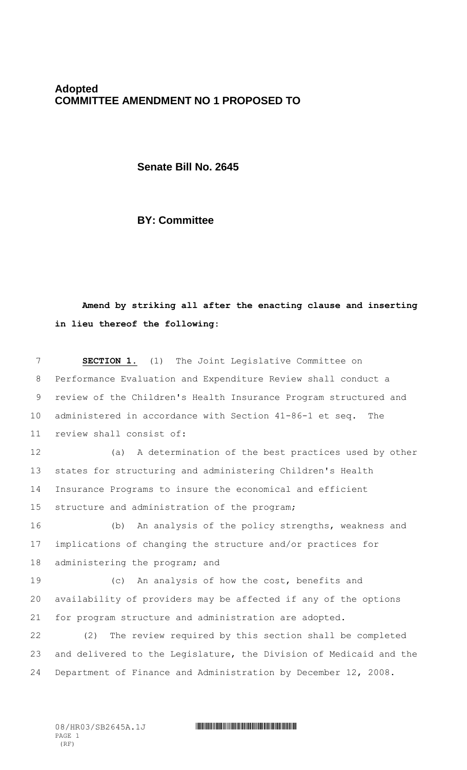**Adopted**
**COMMITTEE AMENDMENT NO 1 PROPOSED TO**

**Senate Bill No. 2645**

**BY: Committee**

**Amend by striking all after the enacting clause and inserting in lieu thereof the following:**

**SECTION 1.** (1) The Joint Legislative Committee on Performance Evaluation and Expenditure Review shall conduct a review of the Children's Health Insurance Program structured and administered in accordance with Section 41-86-1 et seq. The review shall consist of:

(a) A determination of the best practices used by other states for structuring and administering Children's Health Insurance Programs to insure the economical and efficient structure and administration of the program;

(b) An analysis of the policy strengths, weakness and implications of changing the structure and/or practices for administering the program; and

(c) An analysis of how the cost, benefits and availability of providers may be affected if any of the options for program structure and administration are adopted.

(2) The review required by this section shall be completed and delivered to the Legislature, the Division of Medicaid and the Department of Finance and Administration by December 12, 2008.

08/HR03/SB2645A.1J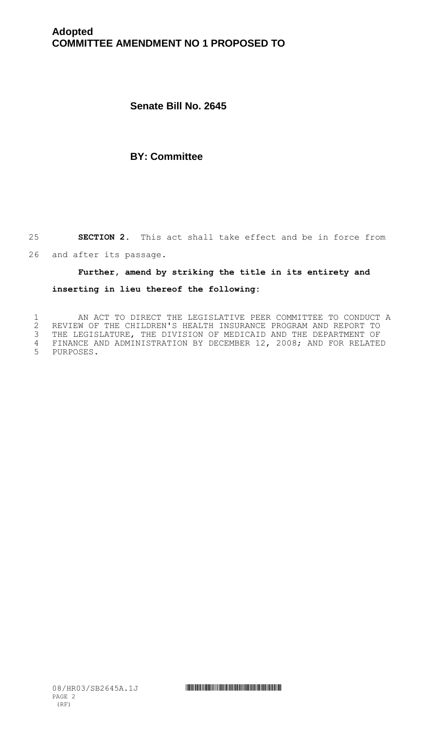**Adopted**
**COMMITTEE AMENDMENT NO 1 PROPOSED TO**

**Senate Bill No. 2645**

**BY: Committee**

25 **SECTION 2.** This act shall take effect and be in force from
26 and after its passage.

**Further, amend by striking the title in its entirety and inserting in lieu thereof the following:**

1 AN ACT TO DIRECT THE LEGISLATIVE PEER COMMITTEE TO CONDUCT A
2 REVIEW OF THE CHILDREN'S HEALTH INSURANCE PROGRAM AND REPORT TO
3 THE LEGISLATURE, THE DIVISION OF MEDICAID AND THE DEPARTMENT OF
4 FINANCE AND ADMINISTRATION BY DECEMBER 12, 2008; AND FOR RELATED
5 PURPOSES.

08/HR03/SB2645A.1J
(RF)